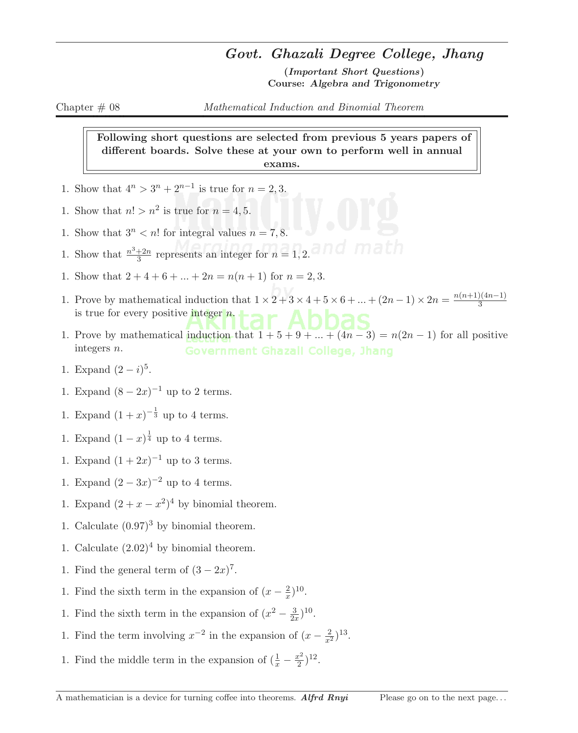# Govt. Ghazali Degree College, Jhang

**(*Important Short Questions*)**
**Course: *Algebra and Trigonometry***

Chapter # 08 — *Mathematical Induction and Binomial Theorem*

> **Following short questions are selected from previous 5 years papers of different boards. Solve these at your own to perform well in annual exams.**

1. Show that $4^n > 3^n + 2^{n-1}$ is true for $n = 2, 3$.
1. Show that $n! > n^2$ is true for $n = 4, 5$.
1. Show that $3^n < n!$ for integral values $n = 7, 8$.
1. Show that $\frac{n^3+2n}{3}$ represents an integer for $n = 1, 2$.
1. Show that $2 + 4 + 6 + ... + 2n = n(n+1)$ for $n = 2, 3$.
1. Prove by mathematical induction that $1 \times 2 + 3 \times 4 + 5 \times 6 + ... + (2n-1) \times 2n = \frac{n(n+1)(4n-1)}{3}$ is true for every positive integer $n$.
1. Prove by mathematical induction that $1 + 5 + 9 + ... + (4n-3) = n(2n-1)$ for all positive integers $n$.
1. Expand $(2-i)^5$.
1. Expand $(8-2x)^{-1}$ up to 2 terms.
1. Expand $(1+x)^{-\frac{1}{3}}$ up to 4 terms.
1. Expand $(1-x)^{\frac{1}{4}}$ up to 4 terms.
1. Expand $(1+2x)^{-1}$ up to 3 terms.
1. Expand $(2-3x)^{-2}$ up to 4 terms.
1. Expand $(2+x-x^2)^4$ by binomial theorem.
1. Calculate $(0.97)^3$ by binomial theorem.
1. Calculate $(2.02)^4$ by binomial theorem.
1. Find the general term of $(3-2x)^7$.
1. Find the sixth term in the expansion of $(x - \frac{2}{x})^{10}$.
1. Find the sixth term in the expansion of $(x^2 - \frac{3}{2x})^{10}$.
1. Find the term involving $x^{-2}$ in the expansion of $(x - \frac{2}{x^2})^{13}$.
1. Find the middle term in the expansion of $(\frac{1}{x} - \frac{x^2}{2})^{12}$.

A mathematician is a device for turning coffee into theorems. ***Alfrd Rnyi***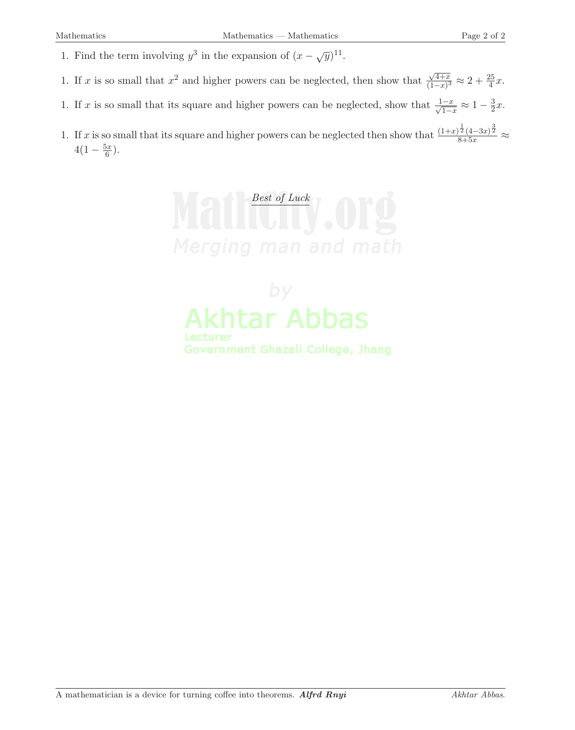1. Find the term involving $y^3$ in the expansion of $(x - \sqrt{y})^{11}$.

1. If $x$ is so small that $x^2$ and higher powers can be neglected, then show that $\frac{\sqrt{4+x}}{(1-x)^3} \approx 2 + \frac{25}{4}x$.

1. If $x$ is so small that its square and higher powers can be neglected, show that $\frac{1-x}{\sqrt{1-x}} \approx 1 - \frac{3}{2}x$.

1. If $x$ is so small that its square and higher powers can be neglected then show that $\frac{(1+x)^{\frac{1}{2}}(4-3x)^{\frac{3}{2}}}{8+5x} \approx 4(1 - \frac{5x}{6})$.

*Best of Luck*